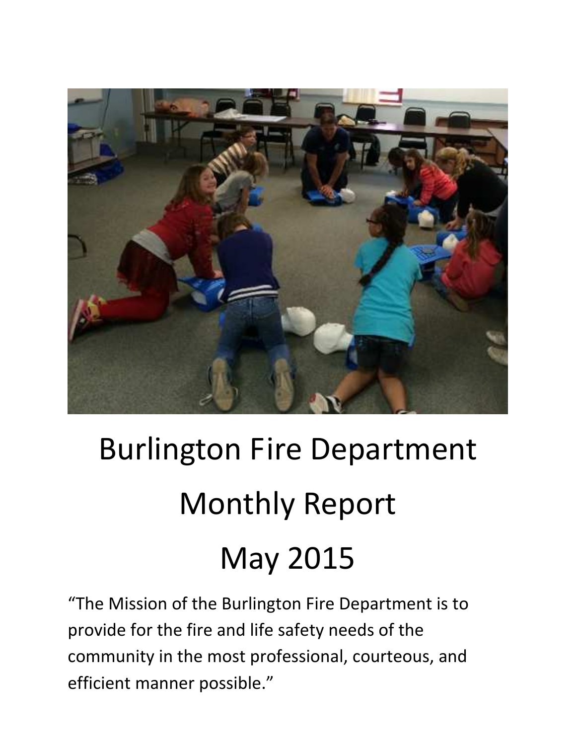# Burlington Fire Department

# Monthly Report

# May 2015

“The Mission of the Burlington Fire Department is to provide for the fire and life safety needs of the community in the most professional, courteous, and efficient manner possible.”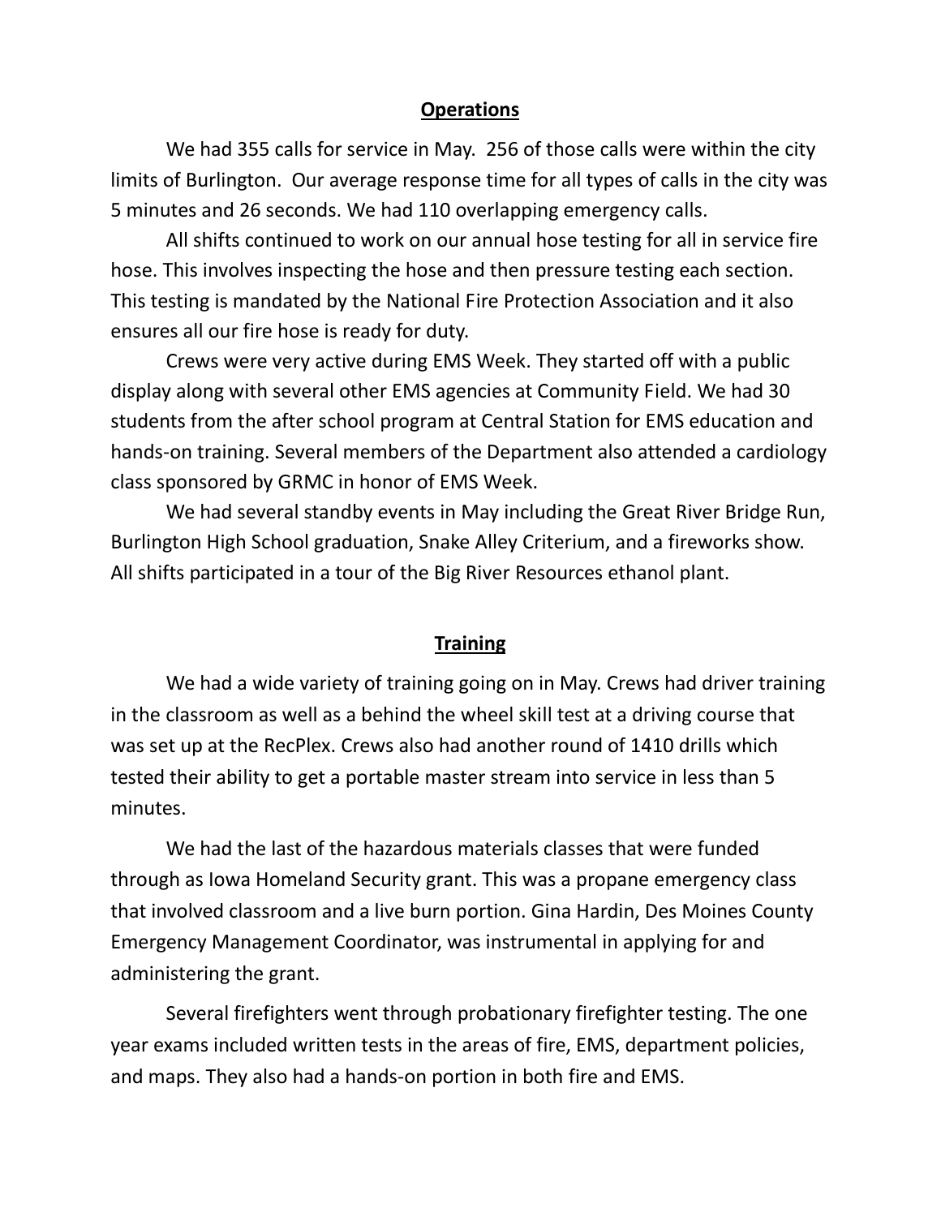## Operations

We had 355 calls for service in May. 256 of those calls were within the city limits of Burlington. Our average response time for all types of calls in the city was 5 minutes and 26 seconds. We had 110 overlapping emergency calls.

All shifts continued to work on our annual hose testing for all in service fire hose. This involves inspecting the hose and then pressure testing each section. This testing is mandated by the National Fire Protection Association and it also ensures all our fire hose is ready for duty.

Crews were very active during EMS Week. They started off with a public display along with several other EMS agencies at Community Field. We had 30 students from the after school program at Central Station for EMS education and hands-on training. Several members of the Department also attended a cardiology class sponsored by GRMC in honor of EMS Week.

We had several standby events in May including the Great River Bridge Run, Burlington High School graduation, Snake Alley Criterium, and a fireworks show. All shifts participated in a tour of the Big River Resources ethanol plant.

## Training

We had a wide variety of training going on in May. Crews had driver training in the classroom as well as a behind the wheel skill test at a driving course that was set up at the RecPlex. Crews also had another round of 1410 drills which tested their ability to get a portable master stream into service in less than 5 minutes.

We had the last of the hazardous materials classes that were funded through as Iowa Homeland Security grant. This was a propane emergency class that involved classroom and a live burn portion. Gina Hardin, Des Moines County Emergency Management Coordinator, was instrumental in applying for and administering the grant.

Several firefighters went through probationary firefighter testing. The one year exams included written tests in the areas of fire, EMS, department policies, and maps. They also had a hands-on portion in both fire and EMS.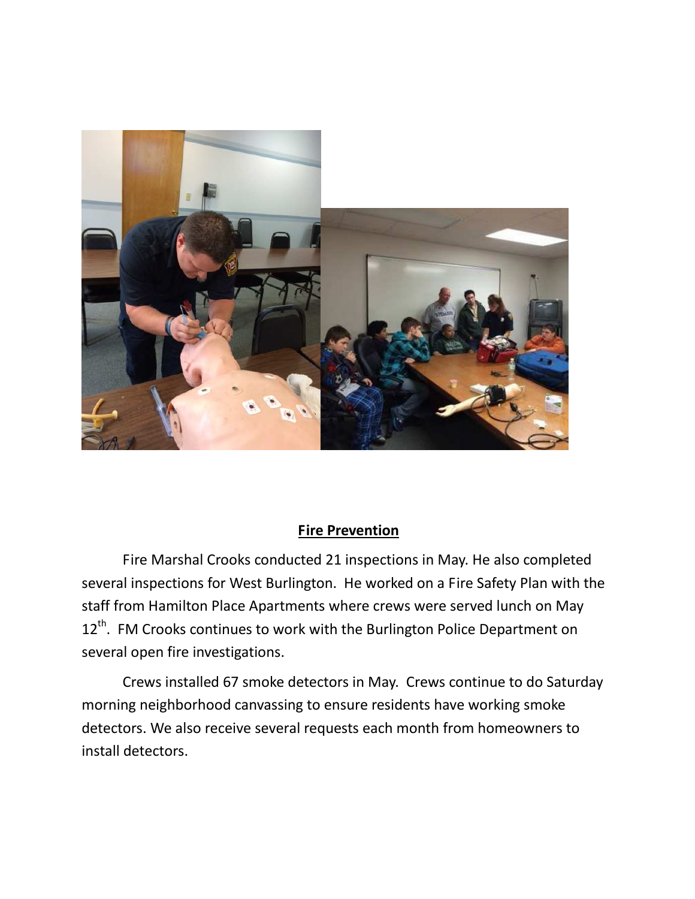## Fire Prevention

Fire Marshal Crooks conducted 21 inspections in May. He also completed several inspections for West Burlington. He worked on a Fire Safety Plan with the staff from Hamilton Place Apartments where crews were served lunch on May 12th. FM Crooks continues to work with the Burlington Police Department on several open fire investigations.

Crews installed 67 smoke detectors in May. Crews continue to do Saturday morning neighborhood canvassing to ensure residents have working smoke detectors. We also receive several requests each month from homeowners to install detectors.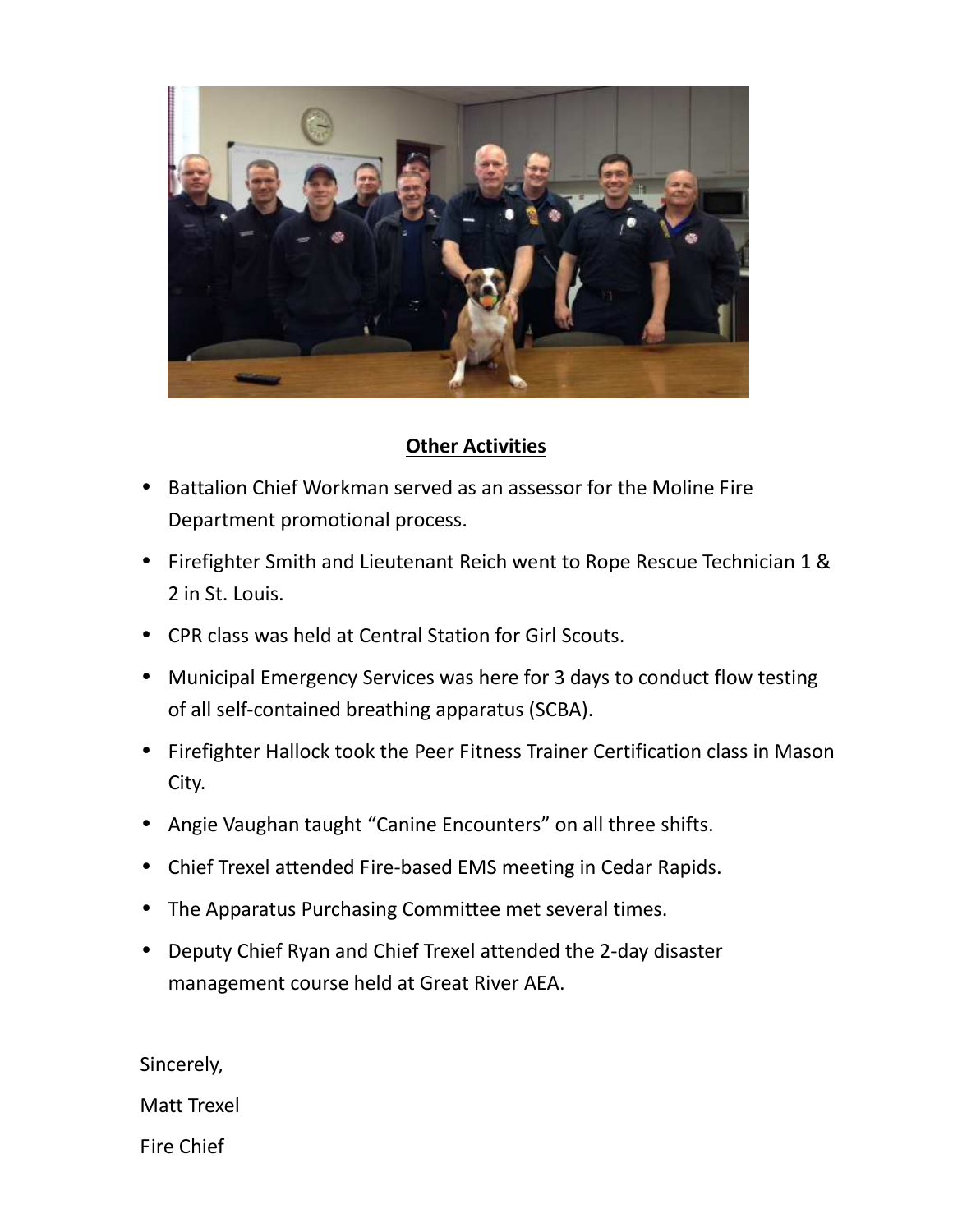## Other Activities

- Battalion Chief Workman served as an assessor for the Moline Fire Department promotional process.
- Firefighter Smith and Lieutenant Reich went to Rope Rescue Technician 1 & 2 in St. Louis.
- CPR class was held at Central Station for Girl Scouts.
- Municipal Emergency Services was here for 3 days to conduct flow testing of all self-contained breathing apparatus (SCBA).
- Firefighter Hallock took the Peer Fitness Trainer Certification class in Mason City.
- Angie Vaughan taught "Canine Encounters" on all three shifts.
- Chief Trexel attended Fire-based EMS meeting in Cedar Rapids.
- The Apparatus Purchasing Committee met several times.
- Deputy Chief Ryan and Chief Trexel attended the 2-day disaster management course held at Great River AEA.

Sincerely,

Matt Trexel

Fire Chief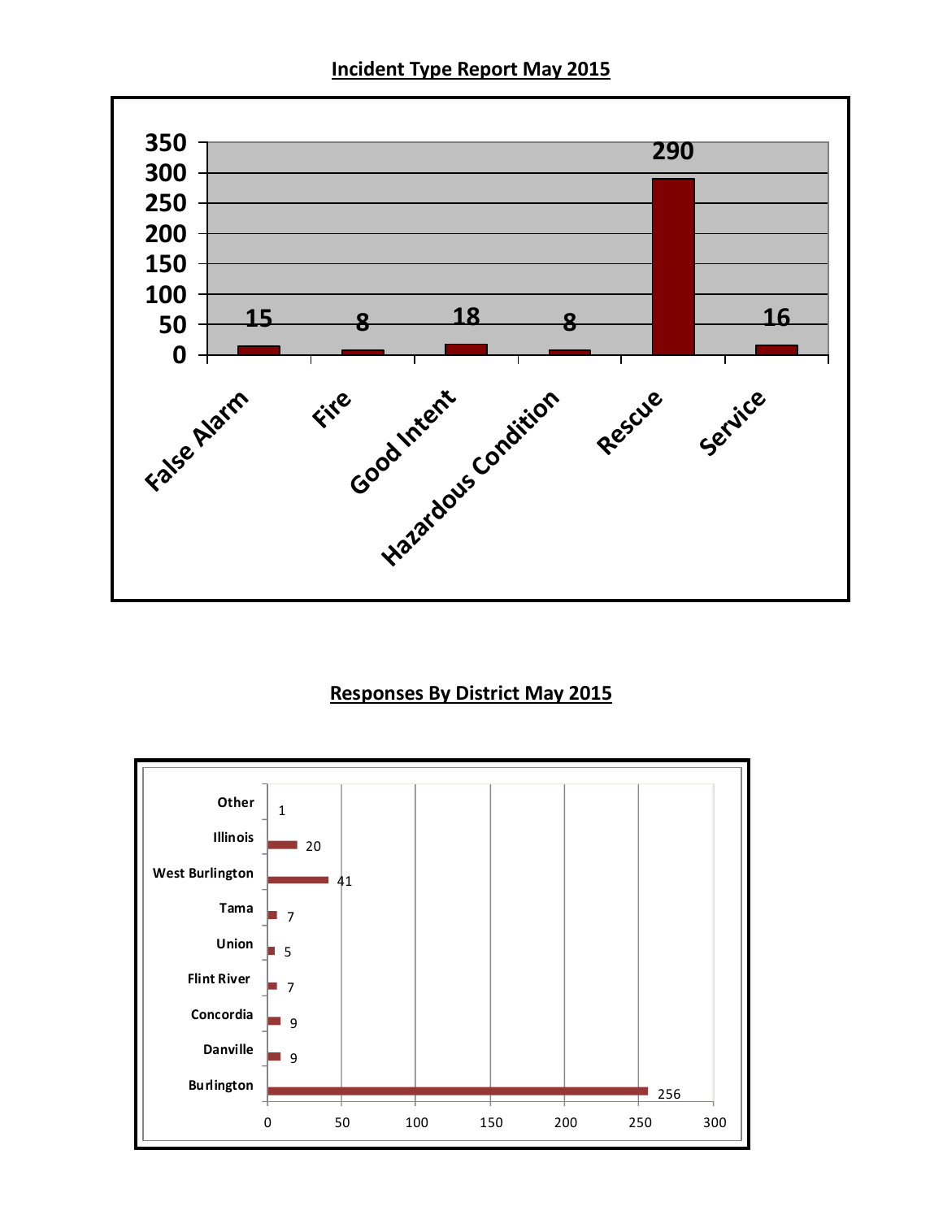## Incident Type Report May 2015

| Incident Type | Count |
|---|---|
| False Alarm | 15 |
| Fire | 8 |
| Good Intent | 18 |
| Hazardous Condition | 8 |
| Rescue | 290 |
| Service | 16 |

## Responses By District May 2015

| District | Responses |
|---|---|
| Other | 1 |
| Illinois | 20 |
| West Burlington | 41 |
| Tama | 7 |
| Union | 5 |
| Flint River | 7 |
| Concordia | 9 |
| Danville | 9 |
| Burlington | 256 |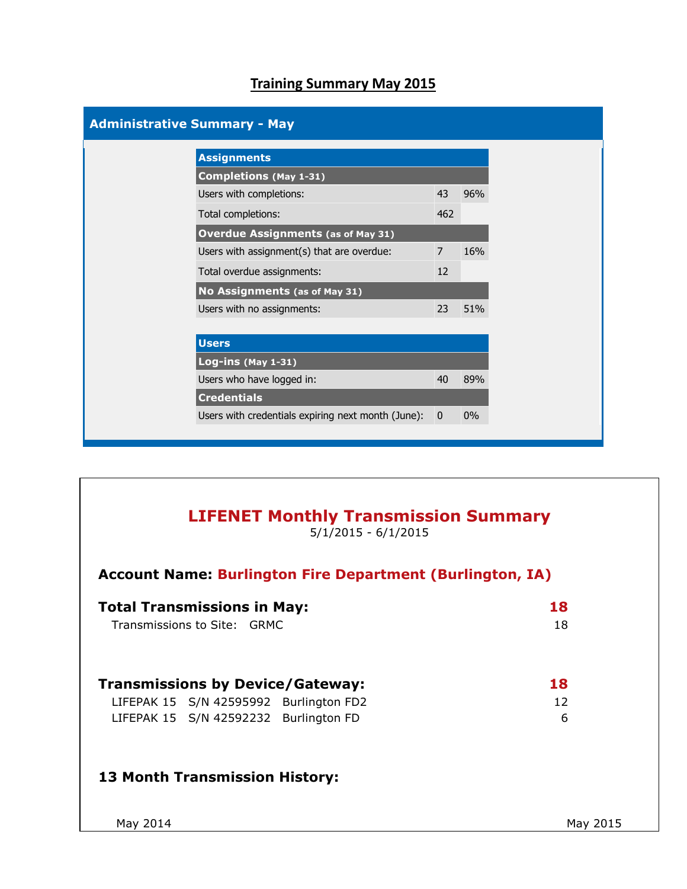# Training Summary May 2015

## Administrative Summary - May

| | | |
|---|---|---|
| **Assignments** | | |
| **Completions (May 1-31)** | | |
| Users with completions: | 43 | 96% |
| Total completions: | 462 | |
| **Overdue Assignments (as of May 31)** | | |
| Users with assignment(s) that are overdue: | 7 | 16% |
| Total overdue assignments: | 12 | |
| **No Assignments (as of May 31)** | | |
| Users with no assignments: | 23 | 51% |

| | | |
|---|---|---|
| **Users** | | |
| **Log-ins (May 1-31)** | | |
| Users who have logged in: | 40 | 89% |
| **Credentials** | | |
| Users with credentials expiring next month (June): | 0 | 0% |

## LIFENET Monthly Transmission Summary

5/1/2015 - 6/1/2015

**Account Name: Burlington Fire Department (Burlington, IA)**

| | | | | |
|---|---|---|---|---|
| **Total Transmissions in May:** | | | | **18** |
| Transmissions to Site: | GRMC | | | 18 |
| **Transmissions by Device/Gateway:** | | | | **18** |
| LIFEPAK 15 | S/N 42595992 | Burlington FD2 | | 12 |
| LIFEPAK 15 | S/N 42592232 | Burlington FD | | 6 |

**13 Month Transmission History:**

May 2014

May 2015